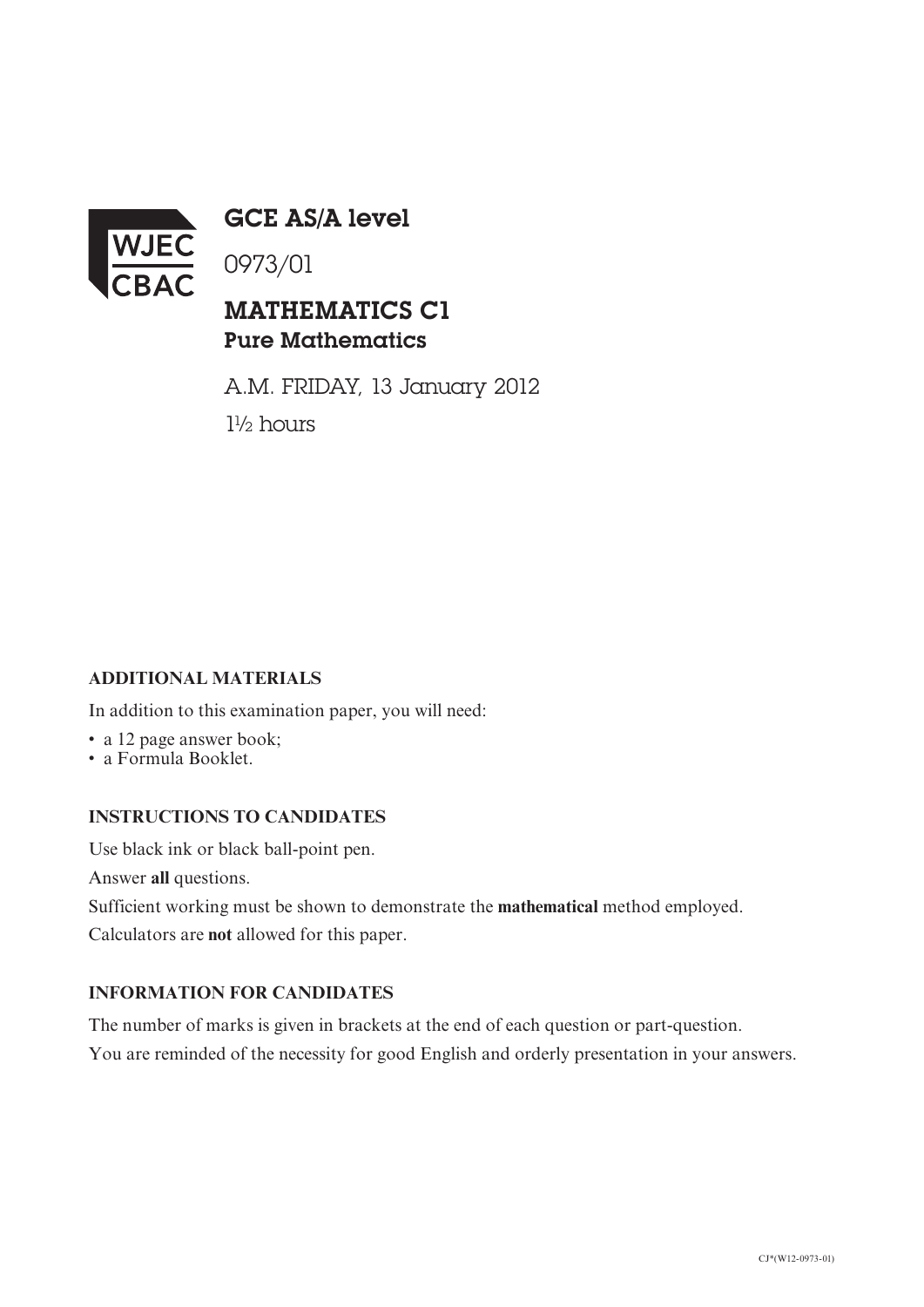# GCE AS/A level

0973/01

## MATHEMATICS C1
### Pure Mathematics

A.M. FRIDAY, 13 January 2012

1½ hours

**ADDITIONAL MATERIALS**

In addition to this examination paper, you will need:

- a 12 page answer book;
- a Formula Booklet.

**INSTRUCTIONS TO CANDIDATES**

Use black ink or black ball-point pen.

Answer **all** questions.

Sufficient working must be shown to demonstrate the **mathematical** method employed.

Calculators are **not** allowed for this paper.

**INFORMATION FOR CANDIDATES**

The number of marks is given in brackets at the end of each question or part-question.

You are reminded of the necessity for good English and orderly presentation in your answers.

CJ*(W12-0973-01)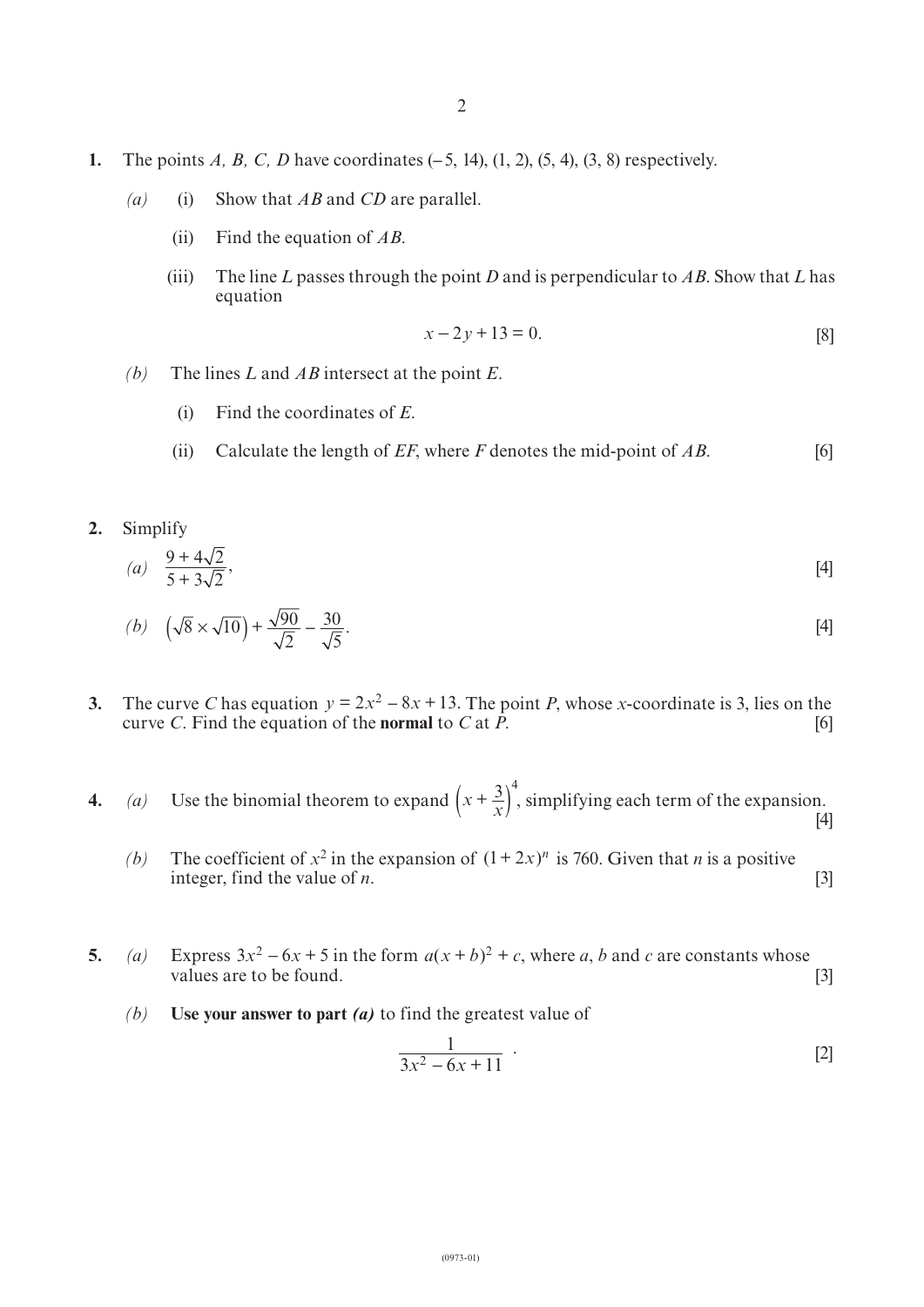**1.** The points $A$, $B$, $C$, $D$ have coordinates $(-5, 14)$, $(1, 2)$, $(5, 4)$, $(3, 8)$ respectively.

*(a)* (i) Show that $AB$ and $CD$ are parallel.

(ii) Find the equation of $AB$.

(iii) The line $L$ passes through the point $D$ and is perpendicular to $AB$. Show that $L$ has equation

$$x - 2y + 13 = 0.$$

[8]

*(b)* The lines $L$ and $AB$ intersect at the point $E$.

(i) Find the coordinates of $E$.

(ii) Calculate the length of $EF$, where $F$ denotes the mid-point of $AB$. [6]

**2.** Simplify

*(a)* $\dfrac{9 + 4\sqrt{2}}{5 + 3\sqrt{2}}$, [4]

*(b)* $\left(\sqrt{8} \times \sqrt{10}\right) + \dfrac{\sqrt{90}}{\sqrt{2}} - \dfrac{30}{\sqrt{5}}$. [4]

**3.** The curve $C$ has equation $y = 2x^2 - 8x + 13$. The point $P$, whose $x$-coordinate is 3, lies on the curve $C$. Find the equation of the **normal** to $C$ at $P$. [6]

**4.** *(a)* Use the binomial theorem to expand $\left(x + \dfrac{3}{x}\right)^4$, simplifying each term of the expansion. [4]

*(b)* The coefficient of $x^2$ in the expansion of $(1 + 2x)^n$ is 760. Given that $n$ is a positive integer, find the value of $n$. [3]

**5.** *(a)* Express $3x^2 - 6x + 5$ in the form $a(x + b)^2 + c$, where $a$, $b$ and $c$ are constants whose values are to be found. [3]

*(b)* **Use your answer to part *(a)*** to find the greatest value of

$$\frac{1}{3x^2 - 6x + 11}.$$

[2]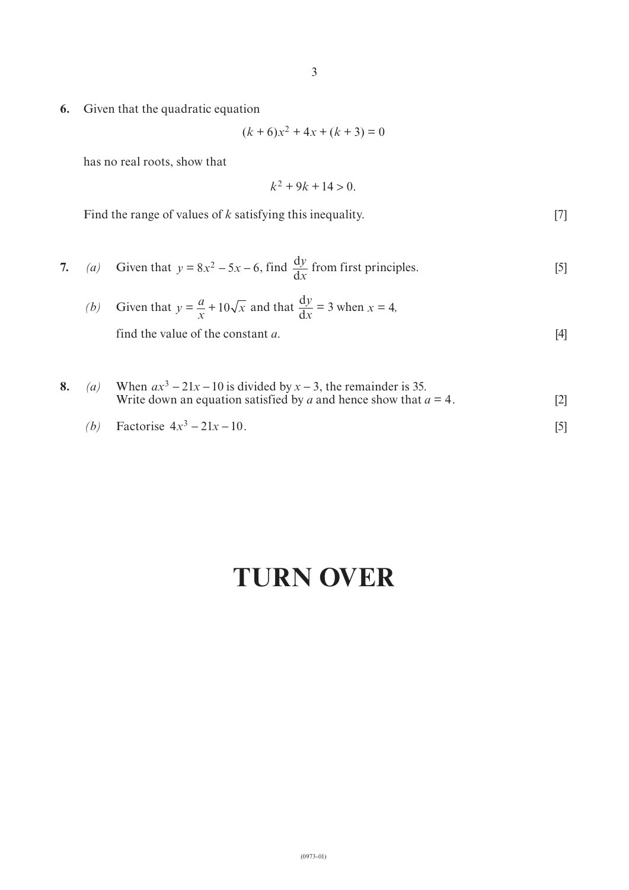**6.** Given that the quadratic equation

$$(k + 6)x^2 + 4x + (k + 3) = 0$$

has no real roots, show that

$$k^2 + 9k + 14 > 0.$$

Find the range of values of $k$ satisfying this inequality. [7]

**7.** *(a)* Given that $y = 8x^2 - 5x - 6$, find $\dfrac{\mathrm{d}y}{\mathrm{d}x}$ from first principles. [5]

*(b)* Given that $y = \dfrac{a}{x} + 10\sqrt{x}$ and that $\dfrac{\mathrm{d}y}{\mathrm{d}x} = 3$ when $x = 4$,
find the value of the constant $a$. [4]

**8.** *(a)* When $ax^3 - 21x - 10$ is divided by $x - 3$, the remainder is 35.
Write down an equation satisfied by $a$ and hence show that $a = 4$. [2]

*(b)* Factorise $4x^3 - 21x - 10$. [5]

# TURN OVER

(0973-01)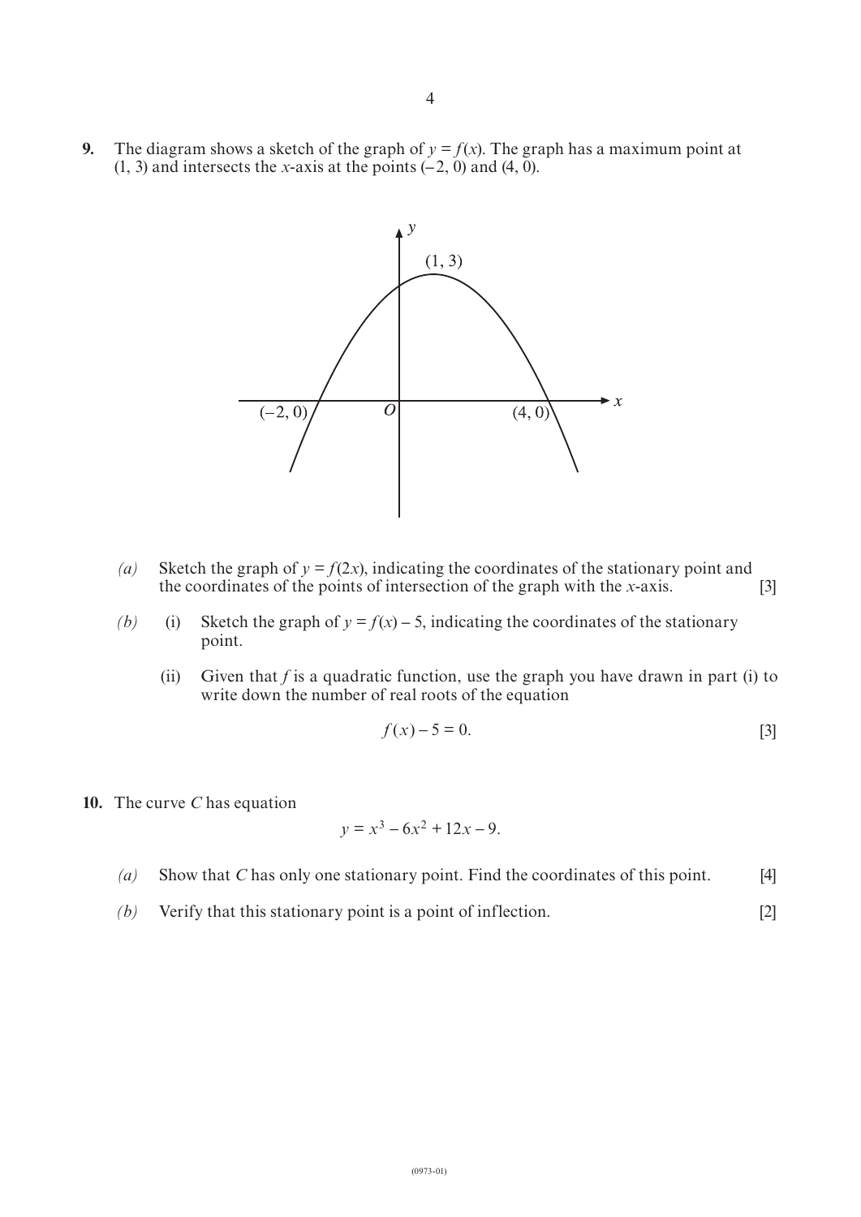**9.** The diagram shows a sketch of the graph of $y = f(x)$. The graph has a maximum point at $(1, 3)$ and intersects the $x$-axis at the points $(-2, 0)$ and $(4, 0)$.

$y$

$(1, 3)$

$x$

$(-2, 0)$

$O$

$(4, 0)$

*(a)* Sketch the graph of $y = f(2x)$, indicating the coordinates of the stationary point and the coordinates of the points of intersection of the graph with the $x$-axis. [3]

*(b)* (i) Sketch the graph of $y = f(x) - 5$, indicating the coordinates of the stationary point.

(ii) Given that $f$ is a quadratic function, use the graph you have drawn in part (i) to write down the number of real roots of the equation

$$f(x) - 5 = 0.$$ [3]

**10.** The curve $C$ has equation

$$y = x^3 - 6x^2 + 12x - 9.$$

*(a)* Show that $C$ has only one stationary point. Find the coordinates of this point. [4]

*(b)* Verify that this stationary point is a point of inflection. [2]